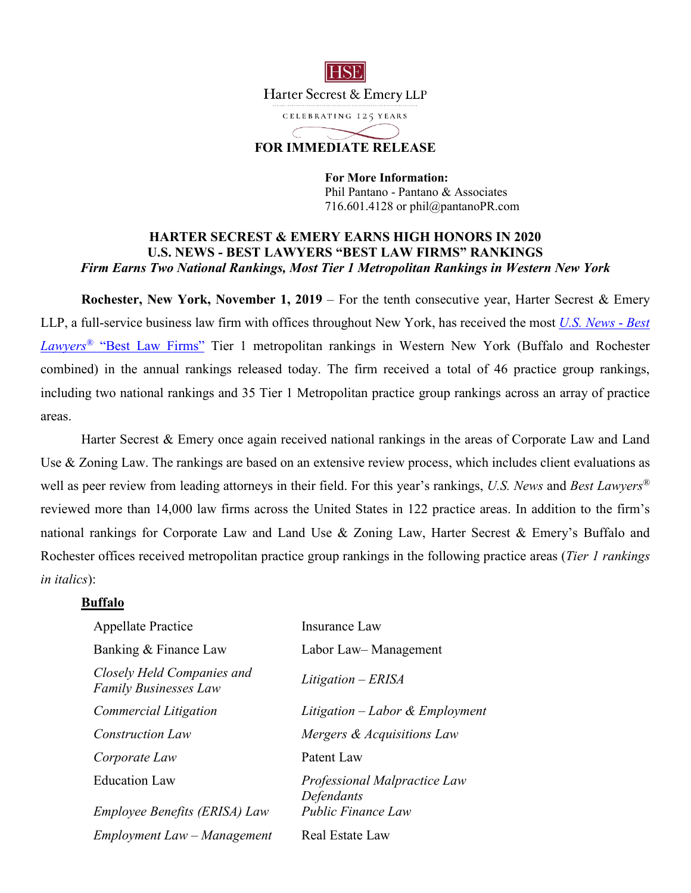HSE

Harter Secrest & Emery LLP

CELEBRATING 125 YEARS

**FOR IMMEDIATE RELEASE**

**For More Information:**
Phil Pantano - Pantano & Associates
716.601.4128 or phil@pantanoPR.com

## HARTER SECREST & EMERY EARNS HIGH HONORS IN 2020 U.S. NEWS - BEST LAWYERS "BEST LAW FIRMS" RANKINGS

***Firm Earns Two National Rankings, Most Tier 1 Metropolitan Rankings in Western New York***

**Rochester, New York, November 1, 2019** – For the tenth consecutive year, Harter Secrest & Emery LLP, a full-service business law firm with offices throughout New York, has received the most *U.S. News - Best Lawyers*® "Best Law Firms" Tier 1 metropolitan rankings in Western New York (Buffalo and Rochester combined) in the annual rankings released today. The firm received a total of 46 practice group rankings, including two national rankings and 35 Tier 1 Metropolitan practice group rankings across an array of practice areas.

Harter Secrest & Emery once again received national rankings in the areas of Corporate Law and Land Use & Zoning Law. The rankings are based on an extensive review process, which includes client evaluations as well as peer review from leading attorneys in their field. For this year's rankings, *U.S. News* and *Best Lawyers*® reviewed more than 14,000 law firms across the United States in 122 practice areas. In addition to the firm's national rankings for Corporate Law and Land Use & Zoning Law, Harter Secrest & Emery's Buffalo and Rochester offices received metropolitan practice group rankings in the following practice areas (*Tier 1 rankings in italics*):

**Buffalo**

- Appellate Practice
- Banking & Finance Law
- *Closely Held Companies and Family Businesses Law*
- *Commercial Litigation*
- *Construction Law*
- *Corporate Law*
- Education Law
- *Employee Benefits (ERISA) Law*
- *Employment Law – Management*
- Insurance Law
- Labor Law– Management
- *Litigation – ERISA*
- *Litigation – Labor & Employment*
- *Mergers & Acquisitions Law*
- Patent Law
- *Professional Malpractice Law Defendants*
- *Public Finance Law*
- Real Estate Law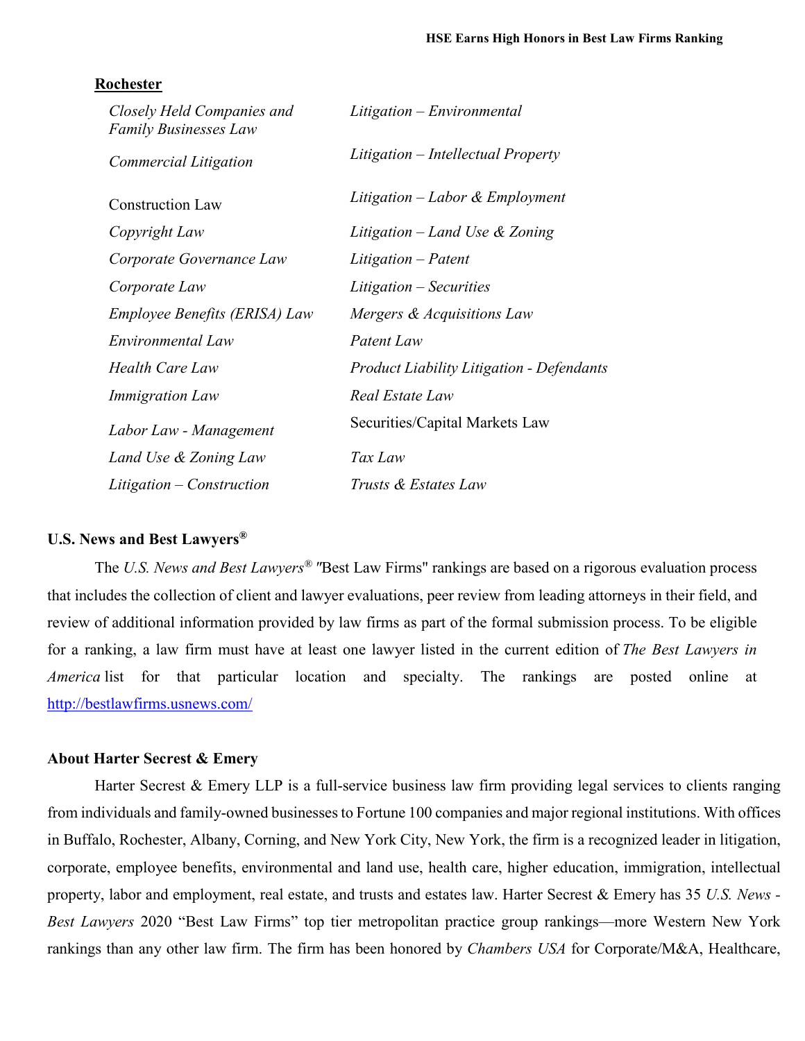**Rochester**

*Closely Held Companies and Family Businesses Law*

*Commercial Litigation*

Construction Law

*Copyright Law*

*Corporate Governance Law*

*Corporate Law*

*Employee Benefits (ERISA) Law*

*Environmental Law*

*Health Care Law*

*Immigration Law*

*Labor Law - Management*

*Land Use & Zoning Law*

*Litigation – Construction*

*Litigation – Environmental*

*Litigation – Intellectual Property*

*Litigation – Labor & Employment*

*Litigation – Land Use & Zoning*

*Litigation – Patent*

*Litigation – Securities*

*Mergers & Acquisitions Law*

*Patent Law*

*Product Liability Litigation - Defendants*

*Real Estate Law*

Securities/Capital Markets Law

*Tax Law*

*Trusts & Estates Law*

**U.S. News and Best Lawyers®**

The *U.S. News and Best Lawyers® "*Best Law Firms" rankings are based on a rigorous evaluation process that includes the collection of client and lawyer evaluations, peer review from leading attorneys in their field, and review of additional information provided by law firms as part of the formal submission process. To be eligible for a ranking, a law firm must have at least one lawyer listed in the current edition of *The Best Lawyers in America* list for that particular location and specialty. The rankings are posted online at http://bestlawfirms.usnews.com/

**About Harter Secrest & Emery**

Harter Secrest & Emery LLP is a full-service business law firm providing legal services to clients ranging from individuals and family-owned businesses to Fortune 100 companies and major regional institutions. With offices in Buffalo, Rochester, Albany, Corning, and New York City, New York, the firm is a recognized leader in litigation, corporate, employee benefits, environmental and land use, health care, higher education, immigration, intellectual property, labor and employment, real estate, and trusts and estates law. Harter Secrest & Emery has 35 *U.S. News - Best Lawyers* 2020 "Best Law Firms" top tier metropolitan practice group rankings—more Western New York rankings than any other law firm. The firm has been honored by *Chambers USA* for Corporate/M&A, Healthcare,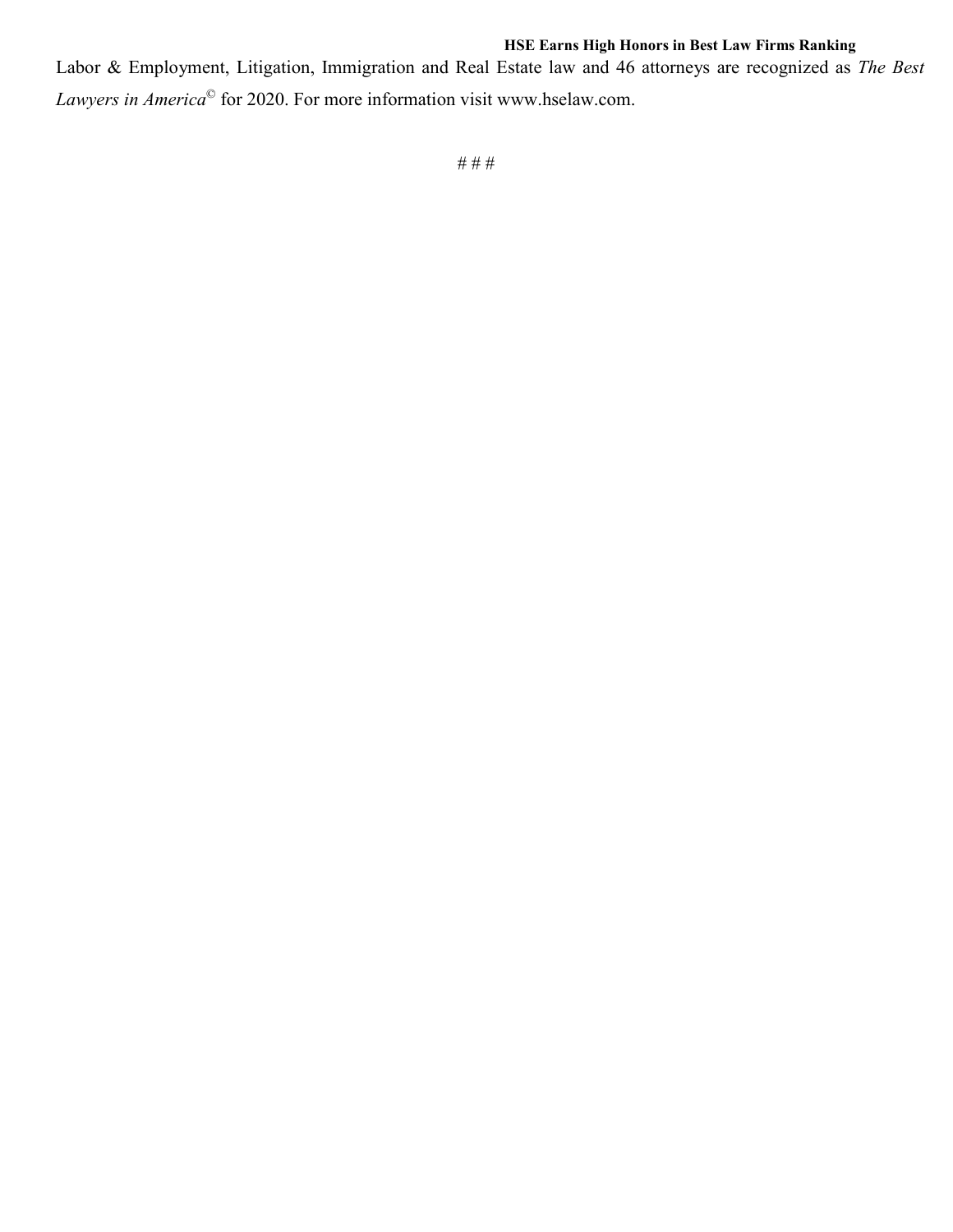Labor & Employment, Litigation, Immigration and Real Estate law and 46 attorneys are recognized as *The Best Lawyers in America*© for 2020. For more information visit www.hselaw.com.

# # #